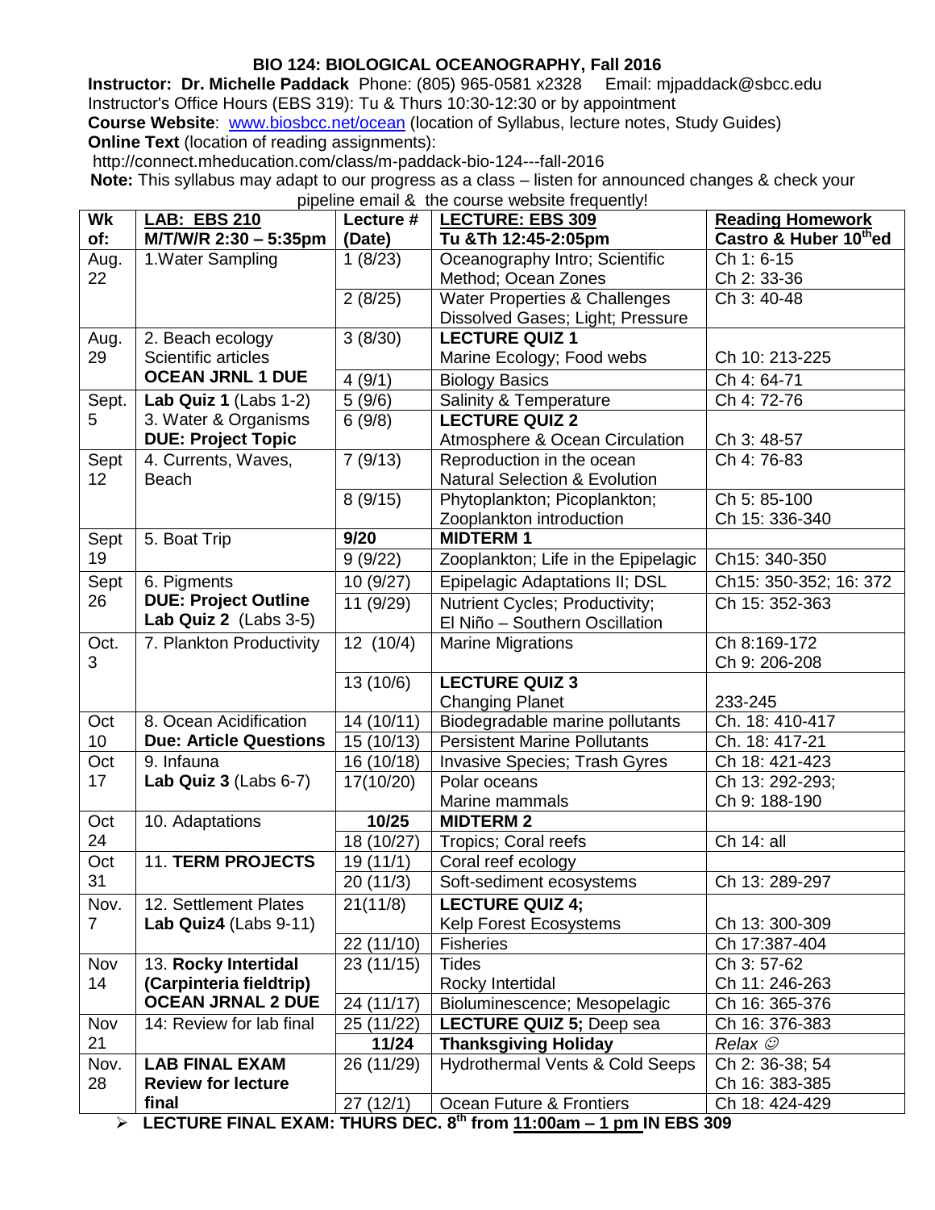# BIO 124: BIOLOGICAL OCEANOGRAPHY, Fall 2016

**Instructor: Dr. Michelle Paddack** Phone: (805) 965-0581 x2328 Email: mjpaddack@sbcc.edu
Instructor's Office Hours (EBS 319): Tu & Thurs 10:30-12:30 or by appointment
**Course Website**: www.biosbcc.net/ocean (location of Syllabus, lecture notes, Study Guides)
**Online Text** (location of reading assignments):
http://connect.mheducation.com/class/m-paddack-bio-124---fall-2016
**Note:** This syllabus may adapt to our progress as a class – listen for announced changes & check your pipeline email & the course website frequently!

| Wk of: | LAB: EBS 210 M/T/W/R 2:30 – 5:35pm | Lecture # (Date) | LECTURE: EBS 309 Tu &Th 12:45-2:05pm | Reading Homework Castro & Huber 10th ed |
|---|---|---|---|---|
| Aug. 22 | 1.Water Sampling | 1 (8/23) | Oceanography Intro; Scientific Method; Ocean Zones | Ch 1: 6-15<br>Ch 2: 33-36 |
| | | 2 (8/25) | Water Properties & Challenges Dissolved Gases; Light; Pressure | Ch 3: 40-48 |
| Aug. 29 | 2. Beach ecology<br>Scientific articles<br>**OCEAN JRNL 1 DUE** | 3 (8/30) | **LECTURE QUIZ 1**<br>Marine Ecology; Food webs | Ch 10: 213-225 |
| | | 4 (9/1) | Biology Basics | Ch 4: 64-71 |
| Sept. 5 | **Lab Quiz 1** (Labs 1-2)<br>3. Water & Organisms<br>**DUE: Project Topic** | 5 (9/6) | Salinity & Temperature | Ch 4: 72-76 |
| | | 6 (9/8) | **LECTURE QUIZ 2**<br>Atmosphere & Ocean Circulation | Ch 3: 48-57 |
| Sept 12 | 4. Currents, Waves, Beach | 7 (9/13) | Reproduction in the ocean<br>Natural Selection & Evolution | Ch 4: 76-83 |
| | | 8 (9/15) | Phytoplankton; Picoplankton; Zooplankton introduction | Ch 5: 85-100<br>Ch 15: 336-340 |
| Sept 19 | 5. Boat Trip | **9/20** | **MIDTERM 1** | |
| | | 9 (9/22) | Zooplankton; Life in the Epipelagic | Ch15: 340-350 |
| Sept 26 | 6. Pigments<br>**DUE: Project Outline**<br>**Lab Quiz 2** (Labs 3-5) | 10 (9/27) | Epipelagic Adaptations II; DSL | Ch15: 350-352; 16: 372 |
| | | 11 (9/29) | Nutrient Cycles; Productivity;<br>El Niño – Southern Oscillation | Ch 15: 352-363 |
| Oct. 3 | 7. Plankton Productivity | 12 (10/4) | Marine Migrations | Ch 8:169-172<br>Ch 9: 206-208 |
| | | 13 (10/6) | **LECTURE QUIZ 3**<br>Changing Planet | 233-245 |
| Oct 10 | 8. Ocean Acidification<br>**Due: Article Questions** | 14 (10/11) | Biodegradable marine pollutants | Ch. 18: 410-417 |
| | | 15 (10/13) | Persistent Marine Pollutants | Ch. 18: 417-21 |
| Oct 17 | 9. Infauna<br>**Lab Quiz 3** (Labs 6-7) | 16 (10/18) | Invasive Species; Trash Gyres | Ch 18: 421-423 |
| | | 17(10/20) | Polar oceans<br>Marine mammals | Ch 13: 292-293;<br>Ch 9: 188-190 |
| Oct 24 | 10. Adaptations | **10/25** | **MIDTERM 2** | |
| | | 18 (10/27) | Tropics; Coral reefs | Ch 14: all |
| Oct 31 | 11. **TERM PROJECTS** | 19 (11/1) | Coral reef ecology | |
| | | 20 (11/3) | Soft-sediment ecosystems | Ch 13: 289-297 |
| Nov. 7 | 12. Settlement Plates<br>**Lab Quiz4** (Labs 9-11) | 21(11/8) | **LECTURE QUIZ 4;**<br>Kelp Forest Ecosystems | Ch 13: 300-309 |
| | | 22 (11/10) | Fisheries | Ch 17:387-404 |
| Nov 14 | 13. **Rocky Intertidal (Carpinteria fieldtrip)**<br>**OCEAN JRNAL 2 DUE** | 23 (11/15) | Tides<br>Rocky Intertidal | Ch 3: 57-62<br>Ch 11: 246-263 |
| | | 24 (11/17) | Bioluminescence; Mesopelagic | Ch 16: 365-376 |
| Nov 21 | 14: Review for lab final | 25 (11/22) | **LECTURE QUIZ 5;** Deep sea | Ch 16: 376-383 |
| | | **11/24** | **Thanksgiving Holiday** | *Relax ☺* |
| Nov. 28 | **LAB FINAL EXAM**<br>**Review for lecture final** | 26 (11/29) | Hydrothermal Vents & Cold Seeps | Ch 2: 36-38; 54<br>Ch 16: 383-385 |
| | | 27 (12/1) | Ocean Future & Frontiers | Ch 18: 424-429 |

- **LECTURE FINAL EXAM: THURS DEC. 8th from 11:00am – 1 pm IN EBS 309**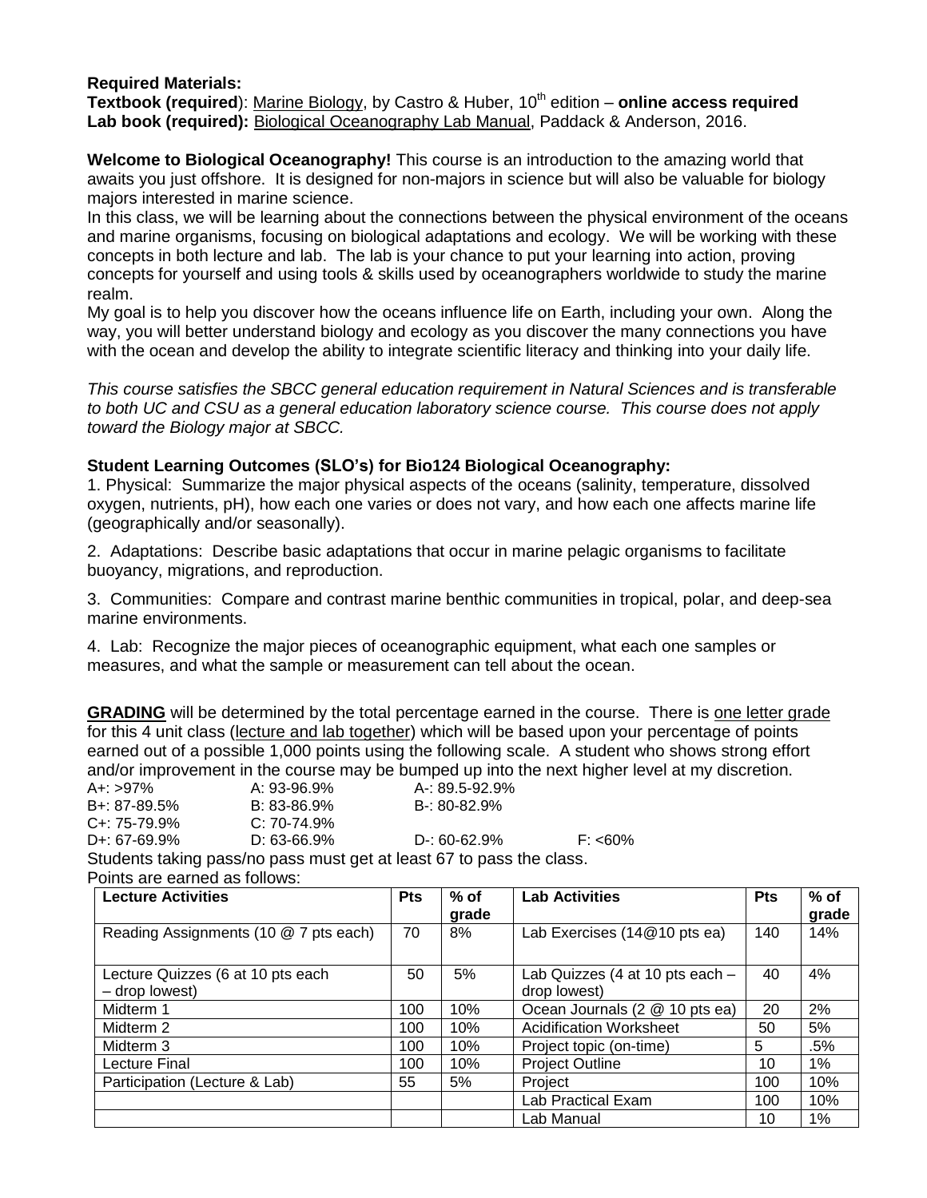**Required Materials:**
**Textbook (required**): Marine Biology, by Castro & Huber, 10th edition – **online access required**
**Lab book (required):** Biological Oceanography Lab Manual, Paddack & Anderson, 2016.

**Welcome to Biological Oceanography!** This course is an introduction to the amazing world that awaits you just offshore. It is designed for non-majors in science but will also be valuable for biology majors interested in marine science.

In this class, we will be learning about the connections between the physical environment of the oceans and marine organisms, focusing on biological adaptations and ecology. We will be working with these concepts in both lecture and lab. The lab is your chance to put your learning into action, proving concepts for yourself and using tools & skills used by oceanographers worldwide to study the marine realm.

My goal is to help you discover how the oceans influence life on Earth, including your own. Along the way, you will better understand biology and ecology as you discover the many connections you have with the ocean and develop the ability to integrate scientific literacy and thinking into your daily life.

*This course satisfies the SBCC general education requirement in Natural Sciences and is transferable to both UC and CSU as a general education laboratory science course. This course does not apply toward the Biology major at SBCC.*

**Student Learning Outcomes (SLO's) for Bio124 Biological Oceanography:**

1. Physical: Summarize the major physical aspects of the oceans (salinity, temperature, dissolved oxygen, nutrients, pH), how each one varies or does not vary, and how each one affects marine life (geographically and/or seasonally).

2. Adaptations: Describe basic adaptations that occur in marine pelagic organisms to facilitate buoyancy, migrations, and reproduction.

3. Communities: Compare and contrast marine benthic communities in tropical, polar, and deep-sea marine environments.

4. Lab: Recognize the major pieces of oceanographic equipment, what each one samples or measures, and what the sample or measurement can tell about the ocean.

**GRADING** will be determined by the total percentage earned in the course. There is one letter grade for this 4 unit class (lecture and lab together) which will be based upon your percentage of points earned out of a possible 1,000 points using the following scale. A student who shows strong effort and/or improvement in the course may be bumped up into the next higher level at my discretion.

| | | | |
|---|---|---|---|
| A+: >97% | A: 93-96.9% | A-: 89.5-92.9% | |
| B+: 87-89.5% | B: 83-86.9% | B-: 80-82.9% | |
| C+: 75-79.9% | C: 70-74.9% | | |
| D+: 67-69.9% | D: 63-66.9% | D-: 60-62.9% | F: <60% |

Students taking pass/no pass must get at least 67 to pass the class.

Points are earned as follows:

| Lecture Activities | Pts | % of grade | Lab Activities | Pts | % of grade |
|---|---|---|---|---|---|
| Reading Assignments (10 @ 7 pts each) | 70 | 8% | Lab Exercises (14@10 pts ea) | 140 | 14% |
| Lecture Quizzes (6 at 10 pts each – drop lowest) | 50 | 5% | Lab Quizzes (4 at 10 pts each – drop lowest) | 40 | 4% |
| Midterm 1 | 100 | 10% | Ocean Journals (2 @ 10 pts ea) | 20 | 2% |
| Midterm 2 | 100 | 10% | Acidification Worksheet | 50 | 5% |
| Midterm 3 | 100 | 10% | Project topic (on-time) | 5 | .5% |
| Lecture Final | 100 | 10% | Project Outline | 10 | 1% |
| Participation (Lecture & Lab) | 55 | 5% | Project | 100 | 10% |
| | | | Lab Practical Exam | 100 | 10% |
| | | | Lab Manual | 10 | 1% |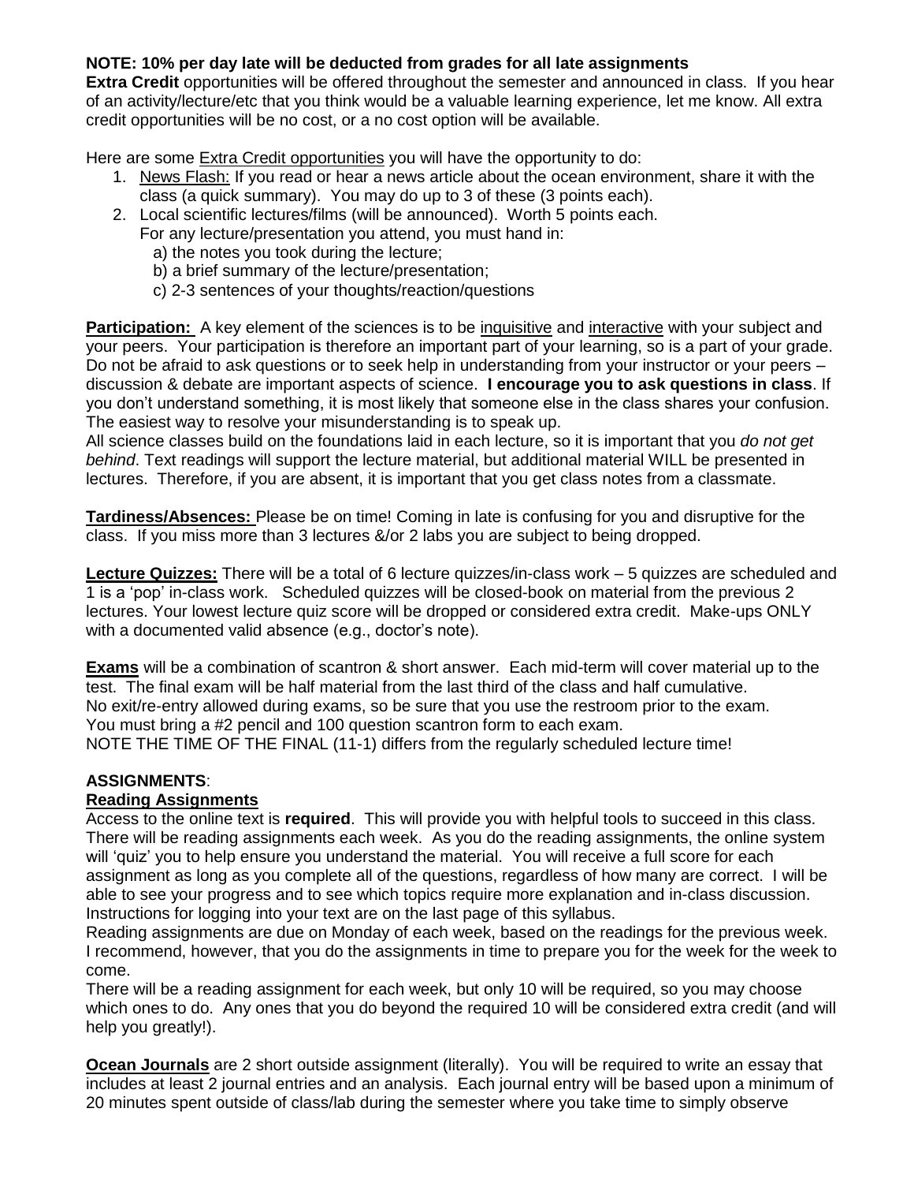**NOTE: 10% per day late will be deducted from grades for all late assignments**

**Extra Credit** opportunities will be offered throughout the semester and announced in class. If you hear of an activity/lecture/etc that you think would be a valuable learning experience, let me know. All extra credit opportunities will be no cost, or a no cost option will be available.

Here are some Extra Credit opportunities you will have the opportunity to do:

1. News Flash: If you read or hear a news article about the ocean environment, share it with the class (a quick summary). You may do up to 3 of these (3 points each).
2. Local scientific lectures/films (will be announced). Worth 5 points each.
   For any lecture/presentation you attend, you must hand in:
   a) the notes you took during the lecture;
   b) a brief summary of the lecture/presentation;
   c) 2-3 sentences of your thoughts/reaction/questions

**Participation:** A key element of the sciences is to be inquisitive and interactive with your subject and your peers. Your participation is therefore an important part of your learning, so is a part of your grade. Do not be afraid to ask questions or to seek help in understanding from your instructor or your peers – discussion & debate are important aspects of science. **I encourage you to ask questions in class**. If you don't understand something, it is most likely that someone else in the class shares your confusion. The easiest way to resolve your misunderstanding is to speak up.

All science classes build on the foundations laid in each lecture, so it is important that you *do not get behind*. Text readings will support the lecture material, but additional material WILL be presented in lectures. Therefore, if you are absent, it is important that you get class notes from a classmate.

**Tardiness/Absences:** Please be on time! Coming in late is confusing for you and disruptive for the class. If you miss more than 3 lectures &/or 2 labs you are subject to being dropped.

**Lecture Quizzes:** There will be a total of 6 lecture quizzes/in-class work – 5 quizzes are scheduled and 1 is a 'pop' in-class work. Scheduled quizzes will be closed-book on material from the previous 2 lectures. Your lowest lecture quiz score will be dropped or considered extra credit. Make-ups ONLY with a documented valid absence (e.g., doctor's note).

**Exams** will be a combination of scantron & short answer. Each mid-term will cover material up to the test. The final exam will be half material from the last third of the class and half cumulative.
No exit/re-entry allowed during exams, so be sure that you use the restroom prior to the exam.
You must bring a #2 pencil and 100 question scantron form to each exam.
NOTE THE TIME OF THE FINAL (11-1) differs from the regularly scheduled lecture time!

**ASSIGNMENTS**:

**Reading Assignments**

Access to the online text is **required**. This will provide you with helpful tools to succeed in this class. There will be reading assignments each week. As you do the reading assignments, the online system will 'quiz' you to help ensure you understand the material. You will receive a full score for each assignment as long as you complete all of the questions, regardless of how many are correct. I will be able to see your progress and to see which topics require more explanation and in-class discussion. Instructions for logging into your text are on the last page of this syllabus.

Reading assignments are due on Monday of each week, based on the readings for the previous week. I recommend, however, that you do the assignments in time to prepare you for the week for the week to come.

There will be a reading assignment for each week, but only 10 will be required, so you may choose which ones to do. Any ones that you do beyond the required 10 will be considered extra credit (and will help you greatly!).

**Ocean Journals** are 2 short outside assignment (literally). You will be required to write an essay that includes at least 2 journal entries and an analysis. Each journal entry will be based upon a minimum of 20 minutes spent outside of class/lab during the semester where you take time to simply observe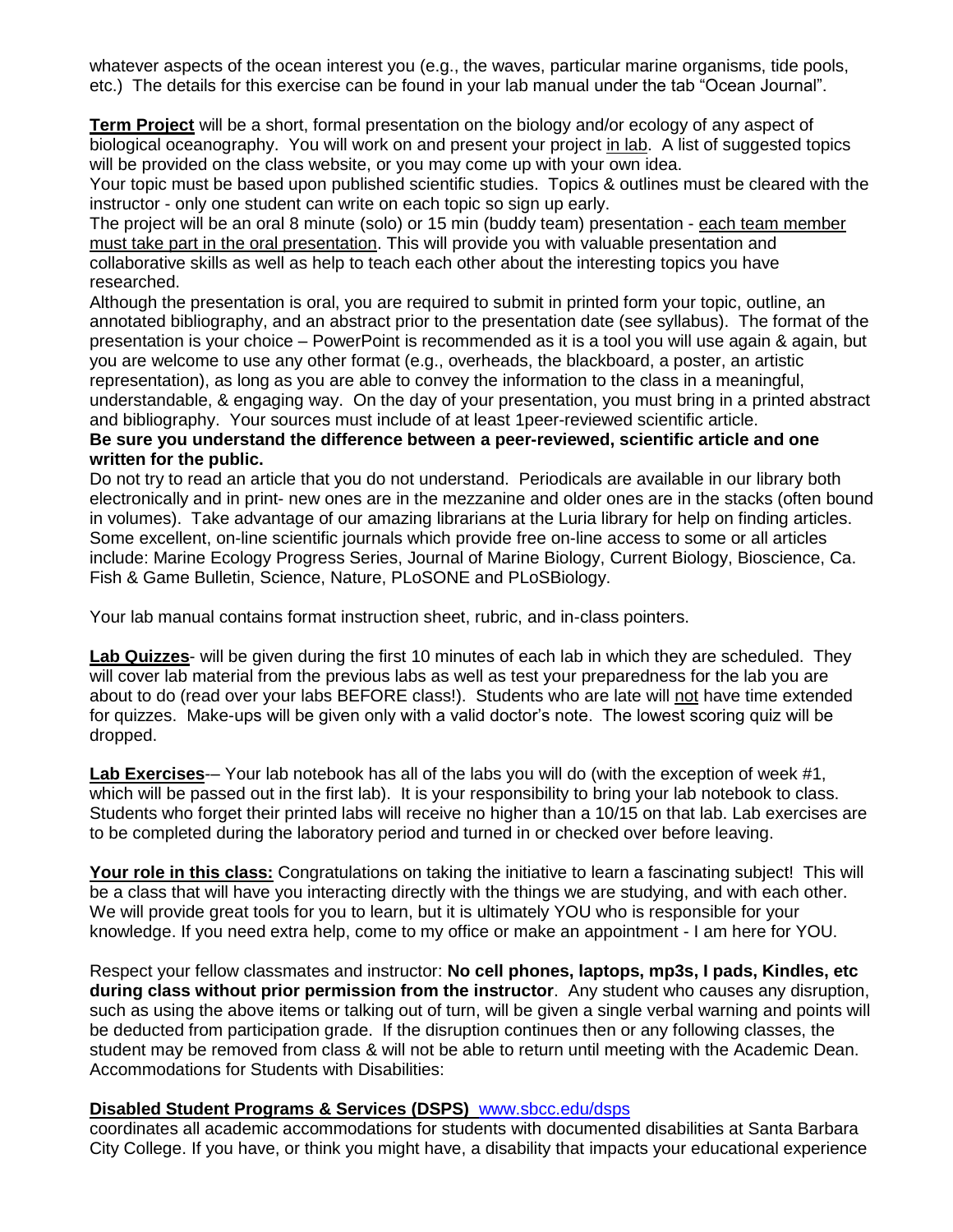whatever aspects of the ocean interest you (e.g., the waves, particular marine organisms, tide pools, etc.) The details for this exercise can be found in your lab manual under the tab "Ocean Journal".

**Term Project** will be a short, formal presentation on the biology and/or ecology of any aspect of biological oceanography. You will work on and present your project in lab. A list of suggested topics will be provided on the class website, or you may come up with your own idea.

Your topic must be based upon published scientific studies. Topics & outlines must be cleared with the instructor - only one student can write on each topic so sign up early.

The project will be an oral 8 minute (solo) or 15 min (buddy team) presentation - each team member must take part in the oral presentation. This will provide you with valuable presentation and collaborative skills as well as help to teach each other about the interesting topics you have researched.

Although the presentation is oral, you are required to submit in printed form your topic, outline, an annotated bibliography, and an abstract prior to the presentation date (see syllabus). The format of the presentation is your choice – PowerPoint is recommended as it is a tool you will use again & again, but you are welcome to use any other format (e.g., overheads, the blackboard, a poster, an artistic representation), as long as you are able to convey the information to the class in a meaningful, understandable, & engaging way. On the day of your presentation, you must bring in a printed abstract and bibliography. Your sources must include of at least 1peer-reviewed scientific article.

**Be sure you understand the difference between a peer-reviewed, scientific article and one written for the public.**

Do not try to read an article that you do not understand. Periodicals are available in our library both electronically and in print- new ones are in the mezzanine and older ones are in the stacks (often bound in volumes). Take advantage of our amazing librarians at the Luria library for help on finding articles. Some excellent, on-line scientific journals which provide free on-line access to some or all articles include: Marine Ecology Progress Series, Journal of Marine Biology, Current Biology, Bioscience, Ca. Fish & Game Bulletin, Science, Nature, PLoSONE and PLoSBiology.

Your lab manual contains format instruction sheet, rubric, and in-class pointers.

**Lab Quizzes**- will be given during the first 10 minutes of each lab in which they are scheduled. They will cover lab material from the previous labs as well as test your preparedness for the lab you are about to do (read over your labs BEFORE class!). Students who are late will not have time extended for quizzes. Make-ups will be given only with a valid doctor's note. The lowest scoring quiz will be dropped.

**Lab Exercises**-– Your lab notebook has all of the labs you will do (with the exception of week #1, which will be passed out in the first lab). It is your responsibility to bring your lab notebook to class. Students who forget their printed labs will receive no higher than a 10/15 on that lab. Lab exercises are to be completed during the laboratory period and turned in or checked over before leaving.

**Your role in this class:** Congratulations on taking the initiative to learn a fascinating subject! This will be a class that will have you interacting directly with the things we are studying, and with each other. We will provide great tools for you to learn, but it is ultimately YOU who is responsible for your knowledge. If you need extra help, come to my office or make an appointment - I am here for YOU.

Respect your fellow classmates and instructor: **No cell phones, laptops, mp3s, I pads, Kindles, etc during class without prior permission from the instructor**. Any student who causes any disruption, such as using the above items or talking out of turn, will be given a single verbal warning and points will be deducted from participation grade. If the disruption continues then or any following classes, the student may be removed from class & will not be able to return until meeting with the Academic Dean.

Accommodations for Students with Disabilities:

**Disabled Student Programs & Services (DSPS)** www.sbcc.edu/dsps

coordinates all academic accommodations for students with documented disabilities at Santa Barbara City College. If you have, or think you might have, a disability that impacts your educational experience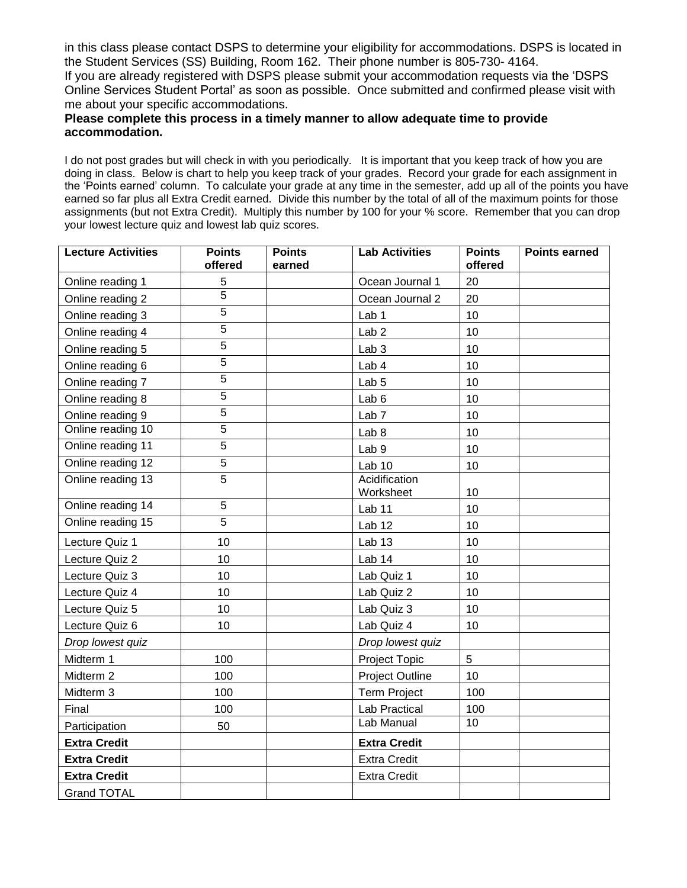in this class please contact DSPS to determine your eligibility for accommodations. DSPS is located in the Student Services (SS) Building, Room 162. Their phone number is 805-730- 4164.
If you are already registered with DSPS please submit your accommodation requests via the 'DSPS Online Services Student Portal' as soon as possible. Once submitted and confirmed please visit with me about your specific accommodations.
**Please complete this process in a timely manner to allow adequate time to provide accommodation.**

I do not post grades but will check in with you periodically. It is important that you keep track of how you are doing in class. Below is chart to help you keep track of your grades. Record your grade for each assignment in the 'Points earned' column. To calculate your grade at any time in the semester, add up all of the points you have earned so far plus all Extra Credit earned. Divide this number by the total of all of the maximum points for those assignments (but not Extra Credit). Multiply this number by 100 for your % score. Remember that you can drop your lowest lecture quiz and lowest lab quiz scores.

| Lecture Activities | Points offered | Points earned | Lab Activities | Points offered | Points earned |
|---|---|---|---|---|---|
| Online reading 1 | 5 | | Ocean Journal 1 | 20 | |
| Online reading 2 | 5 | | Ocean Journal 2 | 20 | |
| Online reading 3 | 5 | | Lab 1 | 10 | |
| Online reading 4 | 5 | | Lab 2 | 10 | |
| Online reading 5 | 5 | | Lab 3 | 10 | |
| Online reading 6 | 5 | | Lab 4 | 10 | |
| Online reading 7 | 5 | | Lab 5 | 10 | |
| Online reading 8 | 5 | | Lab 6 | 10 | |
| Online reading 9 | 5 | | Lab 7 | 10 | |
| Online reading 10 | 5 | | Lab 8 | 10 | |
| Online reading 11 | 5 | | Lab 9 | 10 | |
| Online reading 12 | 5 | | Lab 10 | 10 | |
| Online reading 13 | 5 | | Acidification Worksheet | 10 | |
| Online reading 14 | 5 | | Lab 11 | 10 | |
| Online reading 15 | 5 | | Lab 12 | 10 | |
| Lecture Quiz 1 | 10 | | Lab 13 | 10 | |
| Lecture Quiz 2 | 10 | | Lab 14 | 10 | |
| Lecture Quiz 3 | 10 | | Lab Quiz 1 | 10 | |
| Lecture Quiz 4 | 10 | | Lab Quiz 2 | 10 | |
| Lecture Quiz 5 | 10 | | Lab Quiz 3 | 10 | |
| Lecture Quiz 6 | 10 | | Lab Quiz 4 | 10 | |
| *Drop lowest quiz* | | | *Drop lowest quiz* | | |
| Midterm 1 | 100 | | Project Topic | 5 | |
| Midterm 2 | 100 | | Project Outline | 10 | |
| Midterm 3 | 100 | | Term Project | 100 | |
| Final | 100 | | Lab Practical | 100 | |
| Participation | 50 | | Lab Manual | 10 | |
| **Extra Credit** | | | **Extra Credit** | | |
| **Extra Credit** | | | Extra Credit | | |
| **Extra Credit** | | | Extra Credit | | |
| Grand TOTAL | | | | | |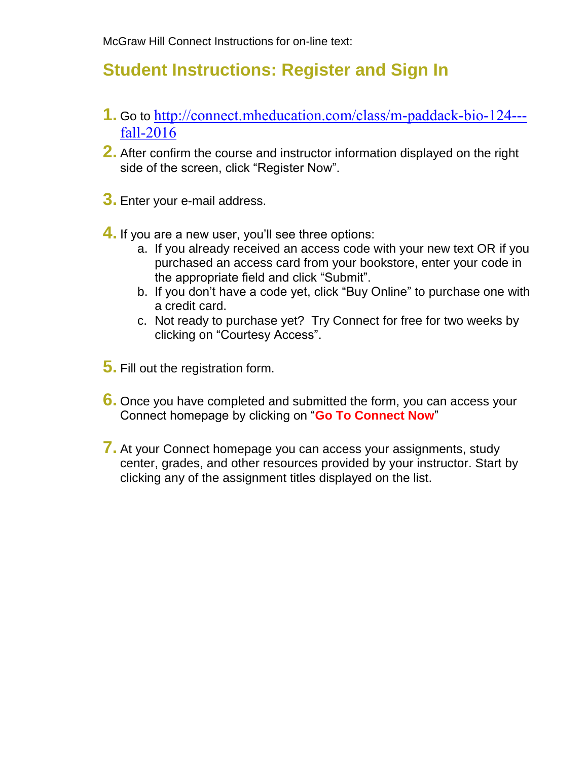McGraw Hill Connect Instructions for on-line text:

## Student Instructions: Register and Sign In

1. Go to [http://connect.mheducation.com/class/m-paddack-bio-124---fall-2016](http://connect.mheducation.com/class/m-paddack-bio-124---fall-2016)
2. After confirm the course and instructor information displayed on the right side of the screen, click "Register Now".
3. Enter your e-mail address.
4. If you are a new user, you'll see three options:
   a. If you already received an access code with your new text OR if you purchased an access card from your bookstore, enter your code in the appropriate field and click "Submit".
   b. If you don't have a code yet, click "Buy Online" to purchase one with a credit card.
   c. Not ready to purchase yet? Try Connect for free for two weeks by clicking on "Courtesy Access".
5. Fill out the registration form.
6. Once you have completed and submitted the form, you can access your Connect homepage by clicking on "**Go To Connect Now**"
7. At your Connect homepage you can access your assignments, study center, grades, and other resources provided by your instructor. Start by clicking any of the assignment titles displayed on the list.